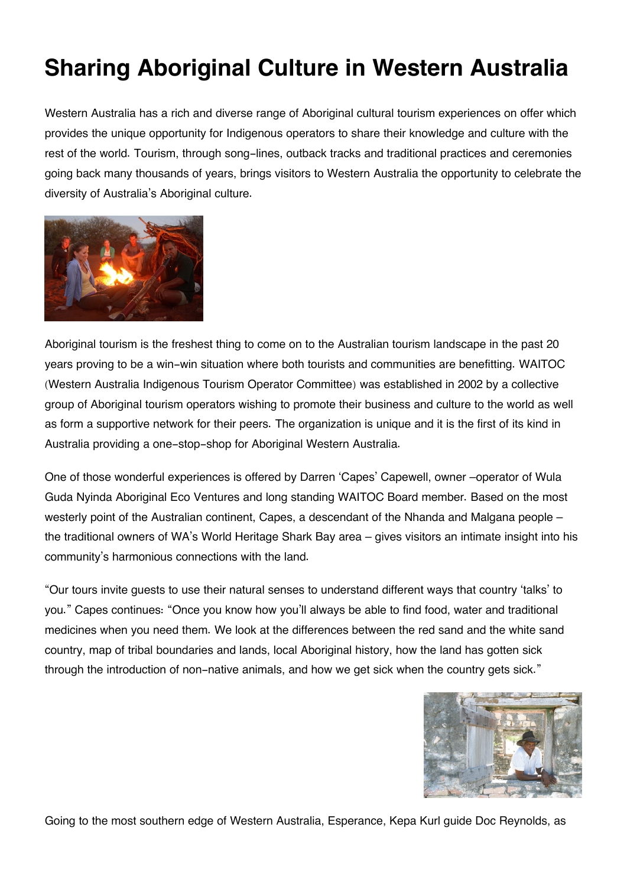# Sharing Aboriginal Culture in Western Australia

Western Australia has a rich and diverse range of Aboriginal cultural tourism experiences on offer which provides the unique opportunity for Indigenous operators to share their knowledge and culture with the rest of the world. Tourism, through song-lines, outback tracks and traditional practices and ceremonies going back many thousands of years, brings visitors to Western Australia the opportunity to celebrate the diversity of Australia's Aboriginal culture.

Aboriginal tourism is the freshest thing to come on to the Australian tourism landscape in the past 20 years proving to be a win-win situation where both tourists and communities are benefitting. WAITOC (Western Australia Indigenous Tourism Operator Committee) was established in 2002 by a collective group of Aboriginal tourism operators wishing to promote their business and culture to the world as well as form a supportive network for their peers. The organization is unique and it is the first of its kind in Australia providing a one-stop-shop for Aboriginal Western Australia.

One of those wonderful experiences is offered by Darren 'Capes' Capewell, owner –operator of Wula Guda Nyinda Aboriginal Eco Ventures and long standing WAITOC Board member. Based on the most westerly point of the Australian continent, Capes, a descendant of the Nhanda and Malgana people – the traditional owners of WA's World Heritage Shark Bay area – gives visitors an intimate insight into his community's harmonious connections with the land.

"Our tours invite guests to use their natural senses to understand different ways that country 'talks' to you." Capes continues: "Once you know how you'll always be able to find food, water and traditional medicines when you need them. We look at the differences between the red sand and the white sand country, map of tribal boundaries and lands, local Aboriginal history, how the land has gotten sick through the introduction of non-native animals, and how we get sick when the country gets sick."

Going to the most southern edge of Western Australia, Esperance, Kepa Kurl guide Doc Reynolds, as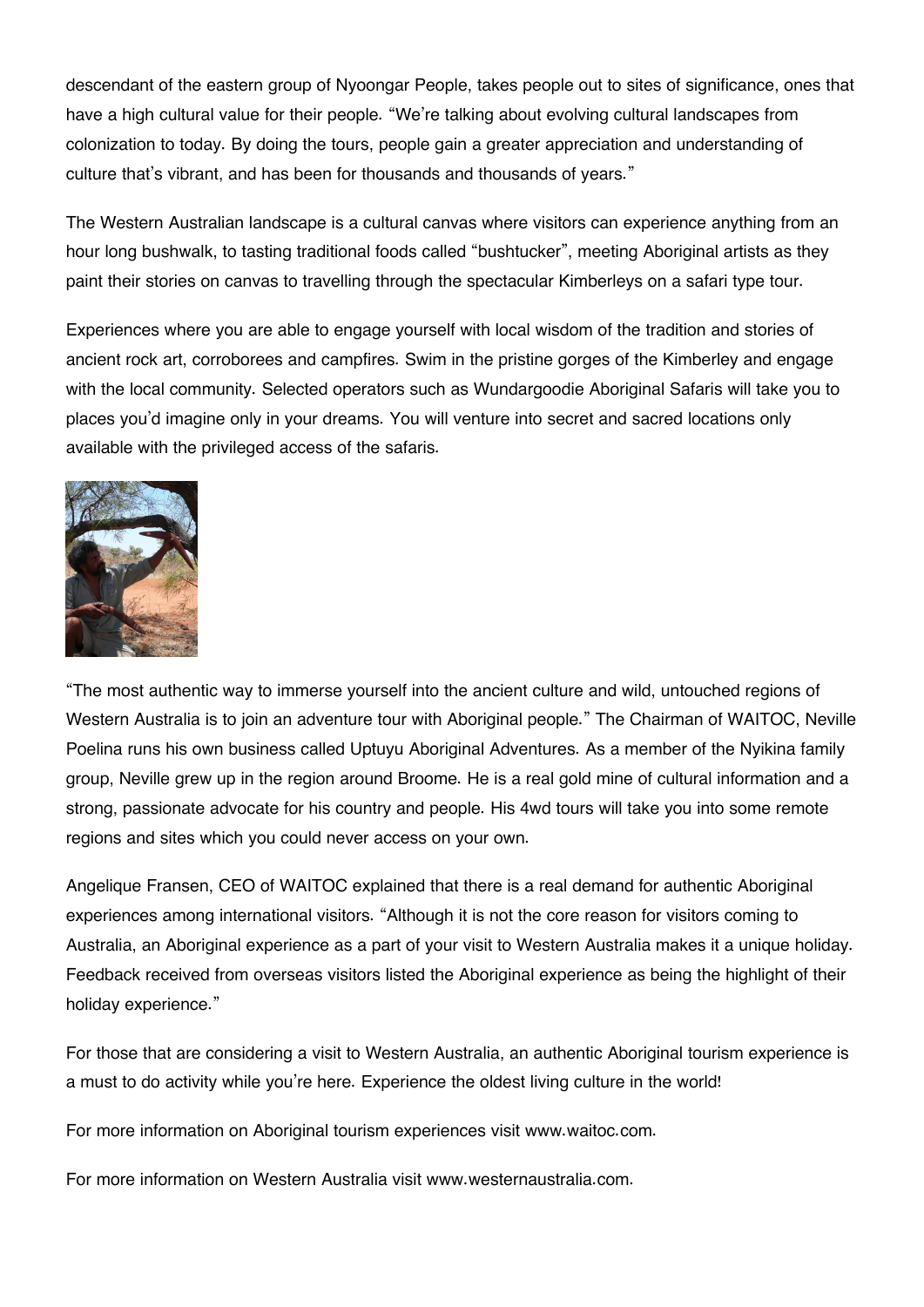descendant of the eastern group of Nyoongar People, takes people out to sites of significance, ones that have a high cultural value for their people. "We're talking about evolving cultural landscapes from colonization to today. By doing the tours, people gain a greater appreciation and understanding of culture that's vibrant, and has been for thousands and thousands of years."

The Western Australian landscape is a cultural canvas where visitors can experience anything from an hour long bushwalk, to tasting traditional foods called "bushtucker", meeting Aboriginal artists as they paint their stories on canvas to travelling through the spectacular Kimberleys on a safari type tour.

Experiences where you are able to engage yourself with local wisdom of the tradition and stories of ancient rock art, corroborees and campfires. Swim in the pristine gorges of the Kimberley and engage with the local community. Selected operators such as Wundargoodie Aboriginal Safaris will take you to places you'd imagine only in your dreams. You will venture into secret and sacred locations only available with the privileged access of the safaris.

"The most authentic way to immerse yourself into the ancient culture and wild, untouched regions of Western Australia is to join an adventure tour with Aboriginal people." The Chairman of WAITOC, Neville Poelina runs his own business called Uptuyu Aboriginal Adventures. As a member of the Nyikina family group, Neville grew up in the region around Broome. He is a real gold mine of cultural information and a strong, passionate advocate for his country and people. His 4wd tours will take you into some remote regions and sites which you could never access on your own.

Angelique Fransen, CEO of WAITOC explained that there is a real demand for authentic Aboriginal experiences among international visitors. "Although it is not the core reason for visitors coming to Australia, an Aboriginal experience as a part of your visit to Western Australia makes it a unique holiday. Feedback received from overseas visitors listed the Aboriginal experience as being the highlight of their holiday experience."

For those that are considering a visit to Western Australia, an authentic Aboriginal tourism experience is a must to do activity while you're here. Experience the oldest living culture in the world!

For more information on Aboriginal tourism experiences visit www.waitoc.com.

For more information on Western Australia visit www.westernaustralia.com.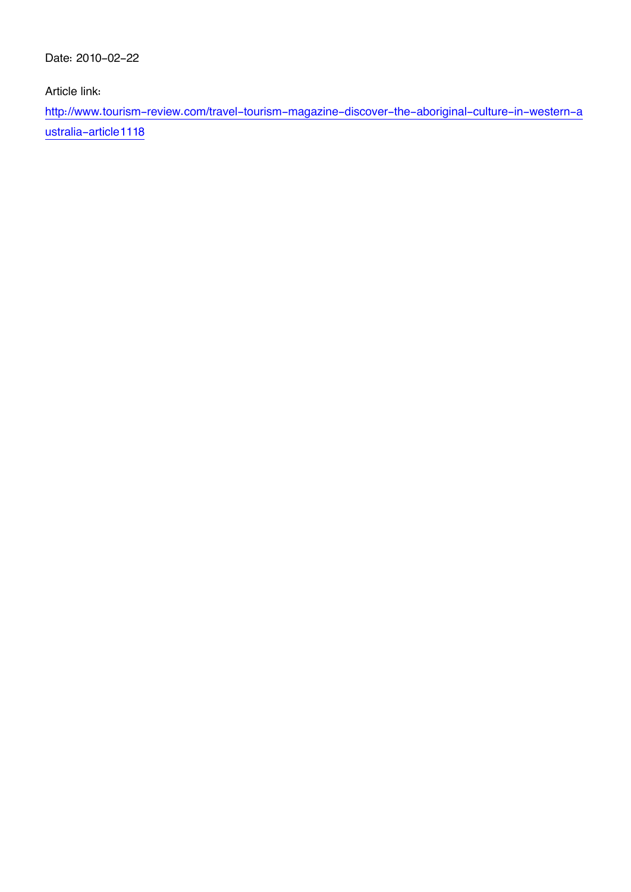Date: 2010-02-22

Article link:

[http://www.tourism-review.com/travel-tourism-magazine-discover-the-aboriginal-culture-in-western-australia-article1118](http://www.tourism-review.com/travel-tourism-magazine-discover-the-aboriginal-culture-in-western-australia-article1118)